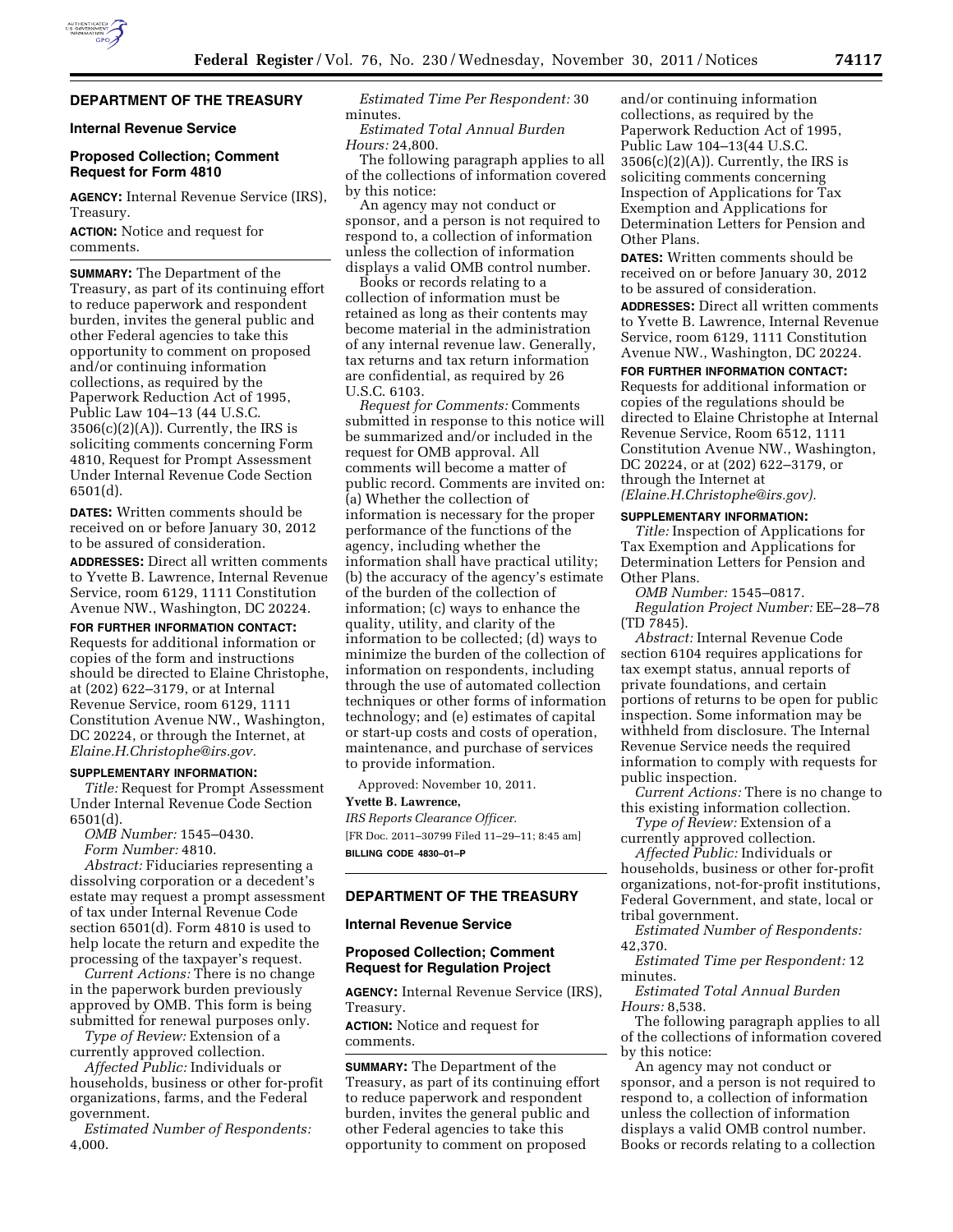## DEPARTMENT OF THE TREASURY

### Internal Revenue Service

### Proposed Collection; Comment Request for Form 4810

**AGENCY:** Internal Revenue Service (IRS), Treasury.

**ACTION:** Notice and request for comments.

**SUMMARY:** The Department of the Treasury, as part of its continuing effort to reduce paperwork and respondent burden, invites the general public and other Federal agencies to take this opportunity to comment on proposed and/or continuing information collections, as required by the Paperwork Reduction Act of 1995, Public Law 104–13 (44 U.S.C. 3506(c)(2)(A)). Currently, the IRS is soliciting comments concerning Form 4810, Request for Prompt Assessment Under Internal Revenue Code Section 6501(d).

**DATES:** Written comments should be received on or before January 30, 2012 to be assured of consideration.

**ADDRESSES:** Direct all written comments to Yvette B. Lawrence, Internal Revenue Service, room 6129, 1111 Constitution Avenue NW., Washington, DC 20224.

**FOR FURTHER INFORMATION CONTACT:** Requests for additional information or copies of the form and instructions should be directed to Elaine Christophe, at (202) 622–3179, or at Internal Revenue Service, room 6129, 1111 Constitution Avenue NW., Washington, DC 20224, or through the Internet, at *Elaine.H.Christophe@irs.gov.*

**SUPPLEMENTARY INFORMATION:**

*Title:* Request for Prompt Assessment Under Internal Revenue Code Section 6501(d).

*OMB Number:* 1545–0430.

*Form Number:* 4810.

*Abstract:* Fiduciaries representing a dissolving corporation or a decedent's estate may request a prompt assessment of tax under Internal Revenue Code section 6501(d). Form 4810 is used to help locate the return and expedite the processing of the taxpayer's request.

*Current Actions:* There is no change in the paperwork burden previously approved by OMB. This form is being submitted for renewal purposes only.

*Type of Review:* Extension of a currently approved collection.

*Affected Public:* Individuals or households, business or other for-profit organizations, farms, and the Federal government.

*Estimated Number of Respondents:* 4,000.

*Estimated Time Per Respondent:* 30 minutes.

*Estimated Total Annual Burden Hours:* 24,800.

The following paragraph applies to all of the collections of information covered by this notice:

An agency may not conduct or sponsor, and a person is not required to respond to, a collection of information unless the collection of information displays a valid OMB control number.

Books or records relating to a collection of information must be retained as long as their contents may become material in the administration of any internal revenue law. Generally, tax returns and tax return information are confidential, as required by 26 U.S.C. 6103.

*Request for Comments:* Comments submitted in response to this notice will be summarized and/or included in the request for OMB approval. All comments will become a matter of public record. Comments are invited on: (a) Whether the collection of information is necessary for the proper performance of the functions of the agency, including whether the information shall have practical utility; (b) the accuracy of the agency's estimate of the burden of the collection of information; (c) ways to enhance the quality, utility, and clarity of the information to be collected; (d) ways to minimize the burden of the collection of information on respondents, including through the use of automated collection techniques or other forms of information technology; and (e) estimates of capital or start-up costs and costs of operation, maintenance, and purchase of services to provide information.

Approved: November 10, 2011.

**Yvette B. Lawrence,**

*IRS Reports Clearance Officer.*

[FR Doc. 2011–30799 Filed 11–29–11; 8:45 am]

**BILLING CODE 4830–01–P**

## DEPARTMENT OF THE TREASURY

### Internal Revenue Service

### Proposed Collection; Comment Request for Regulation Project

**AGENCY:** Internal Revenue Service (IRS), Treasury.

**ACTION:** Notice and request for comments.

**SUMMARY:** The Department of the Treasury, as part of its continuing effort to reduce paperwork and respondent burden, invites the general public and other Federal agencies to take this opportunity to comment on proposed and/or continuing information collections, as required by the Paperwork Reduction Act of 1995, Public Law 104–13(44 U.S.C. 3506(c)(2)(A)). Currently, the IRS is soliciting comments concerning Inspection of Applications for Tax Exemption and Applications for Determination Letters for Pension and Other Plans.

**DATES:** Written comments should be received on or before January 30, 2012 to be assured of consideration.

**ADDRESSES:** Direct all written comments to Yvette B. Lawrence, Internal Revenue Service, room 6129, 1111 Constitution Avenue NW., Washington, DC 20224.

**FOR FURTHER INFORMATION CONTACT:** Requests for additional information or copies of the regulations should be directed to Elaine Christophe at Internal Revenue Service, Room 6512, 1111 Constitution Avenue NW., Washington, DC 20224, or at (202) 622–3179, or through the Internet at *(Elaine.H.Christophe@irs.gov).*

**SUPPLEMENTARY INFORMATION:**

*Title:* Inspection of Applications for Tax Exemption and Applications for Determination Letters for Pension and Other Plans.

*OMB Number:* 1545–0817.

*Regulation Project Number:* EE–28–78 (TD 7845).

*Abstract:* Internal Revenue Code section 6104 requires applications for tax exempt status, annual reports of private foundations, and certain portions of returns to be open for public inspection. Some information may be withheld from disclosure. The Internal Revenue Service needs the required information to comply with requests for public inspection.

*Current Actions:* There is no change to this existing information collection.

*Type of Review:* Extension of a currently approved collection.

*Affected Public:* Individuals or households, business or other for-profit organizations, not-for-profit institutions, Federal Government, and state, local or tribal government.

*Estimated Number of Respondents:* 42,370.

*Estimated Time per Respondent:* 12 minutes.

*Estimated Total Annual Burden Hours:* 8,538.

The following paragraph applies to all of the collections of information covered by this notice:

An agency may not conduct or sponsor, and a person is not required to respond to, a collection of information unless the collection of information displays a valid OMB control number. Books or records relating to a collection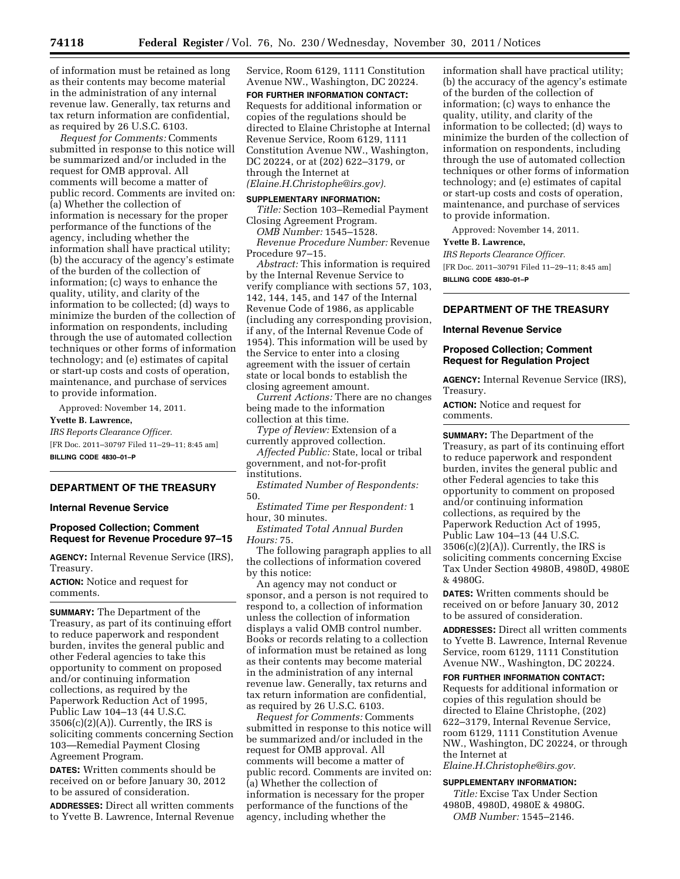of information must be retained as long as their contents may become material in the administration of any internal revenue law. Generally, tax returns and tax return information are confidential, as required by 26 U.S.C. 6103.

*Request for Comments:* Comments submitted in response to this notice will be summarized and/or included in the request for OMB approval. All comments will become a matter of public record. Comments are invited on: (a) Whether the collection of information is necessary for the proper performance of the functions of the agency, including whether the information shall have practical utility; (b) the accuracy of the agency's estimate of the burden of the collection of information; (c) ways to enhance the quality, utility, and clarity of the information to be collected; (d) ways to minimize the burden of the collection of information on respondents, including through the use of automated collection techniques or other forms of information technology; and (e) estimates of capital or start-up costs and costs of operation, maintenance, and purchase of services to provide information.

Approved: November 14, 2011.

**Yvette B. Lawrence,**

*IRS Reports Clearance Officer.*

[FR Doc. 2011–30797 Filed 11–29–11; 8:45 am]

**BILLING CODE 4830–01–P**

## DEPARTMENT OF THE TREASURY

### Internal Revenue Service

### Proposed Collection; Comment Request for Revenue Procedure 97–15

**AGENCY:** Internal Revenue Service (IRS), Treasury.

**ACTION:** Notice and request for comments.

**SUMMARY:** The Department of the Treasury, as part of its continuing effort to reduce paperwork and respondent burden, invites the general public and other Federal agencies to take this opportunity to comment on proposed and/or continuing information collections, as required by the Paperwork Reduction Act of 1995, Public Law 104–13 (44 U.S.C. 3506(c)(2)(A)). Currently, the IRS is soliciting comments concerning Section 103—Remedial Payment Closing Agreement Program.

**DATES:** Written comments should be received on or before January 30, 2012 to be assured of consideration.

**ADDRESSES:** Direct all written comments to Yvette B. Lawrence, Internal Revenue Service, Room 6129, 1111 Constitution Avenue NW., Washington, DC 20224.

**FOR FURTHER INFORMATION CONTACT:** Requests for additional information or copies of the regulations should be directed to Elaine Christophe at Internal Revenue Service, Room 6129, 1111 Constitution Avenue NW., Washington, DC 20224, or at (202) 622–3179, or through the Internet at *(Elaine.H.Christophe@irs.gov).*

**SUPPLEMENTARY INFORMATION:**

*Title:* Section 103–Remedial Payment Closing Agreement Program.

*OMB Number:* 1545–1528.

*Revenue Procedure Number:* Revenue Procedure 97–15.

*Abstract:* This information is required by the Internal Revenue Service to verify compliance with sections 57, 103, 142, 144, 145, and 147 of the Internal Revenue Code of 1986, as applicable (including any corresponding provision, if any, of the Internal Revenue Code of 1954). This information will be used by the Service to enter into a closing agreement with the issuer of certain state or local bonds to establish the closing agreement amount.

*Current Actions:* There are no changes being made to the information collection at this time.

*Type of Review:* Extension of a currently approved collection.

*Affected Public:* State, local or tribal government, and not-for-profit institutions.

*Estimated Number of Respondents:* 50.

*Estimated Time per Respondent:* 1 hour, 30 minutes.

*Estimated Total Annual Burden Hours:* 75.

The following paragraph applies to all the collections of information covered by this notice:

An agency may not conduct or sponsor, and a person is not required to respond to, a collection of information unless the collection of information displays a valid OMB control number. Books or records relating to a collection of information must be retained as long as their contents may become material in the administration of any internal revenue law. Generally, tax returns and tax return information are confidential, as required by 26 U.S.C. 6103.

*Request for Comments:* Comments submitted in response to this notice will be summarized and/or included in the request for OMB approval. All comments will become a matter of public record. Comments are invited on: (a) Whether the collection of information is necessary for the proper performance of the functions of the agency, including whether the information shall have practical utility; (b) the accuracy of the agency's estimate of the burden of the collection of information; (c) ways to enhance the quality, utility, and clarity of the information to be collected; (d) ways to minimize the burden of the collection of information on respondents, including through the use of automated collection techniques or other forms of information technology; and (e) estimates of capital or start-up costs and costs of operation, maintenance, and purchase of services to provide information.

Approved: November 14, 2011.

**Yvette B. Lawrence,**

*IRS Reports Clearance Officer.*

[FR Doc. 2011–30791 Filed 11–29–11; 8:45 am]

**BILLING CODE 4830–01–P**

## DEPARTMENT OF THE TREASURY

### Internal Revenue Service

### Proposed Collection; Comment Request for Regulation Project

**AGENCY:** Internal Revenue Service (IRS), Treasury.

**ACTION:** Notice and request for comments.

**SUMMARY:** The Department of the Treasury, as part of its continuing effort to reduce paperwork and respondent burden, invites the general public and other Federal agencies to take this opportunity to comment on proposed and/or continuing information collections, as required by the Paperwork Reduction Act of 1995, Public Law 104–13 (44 U.S.C. 3506(c)(2)(A)). Currently, the IRS is soliciting comments concerning Excise Tax Under Section 4980B, 4980D, 4980E & 4980G.

**DATES:** Written comments should be received on or before January 30, 2012 to be assured of consideration.

**ADDRESSES:** Direct all written comments to Yvette B. Lawrence, Internal Revenue Service, room 6129, 1111 Constitution Avenue NW., Washington, DC 20224.

**FOR FURTHER INFORMATION CONTACT:** Requests for additional information or copies of this regulation should be directed to Elaine Christophe, (202) 622–3179, Internal Revenue Service, room 6129, 1111 Constitution Avenue NW., Washington, DC 20224, or through the Internet at *Elaine.H.Christophe@irs.gov.*

**SUPPLEMENTARY INFORMATION:**

*Title:* Excise Tax Under Section 4980B, 4980D, 4980E & 4980G.

*OMB Number:* 1545–2146.